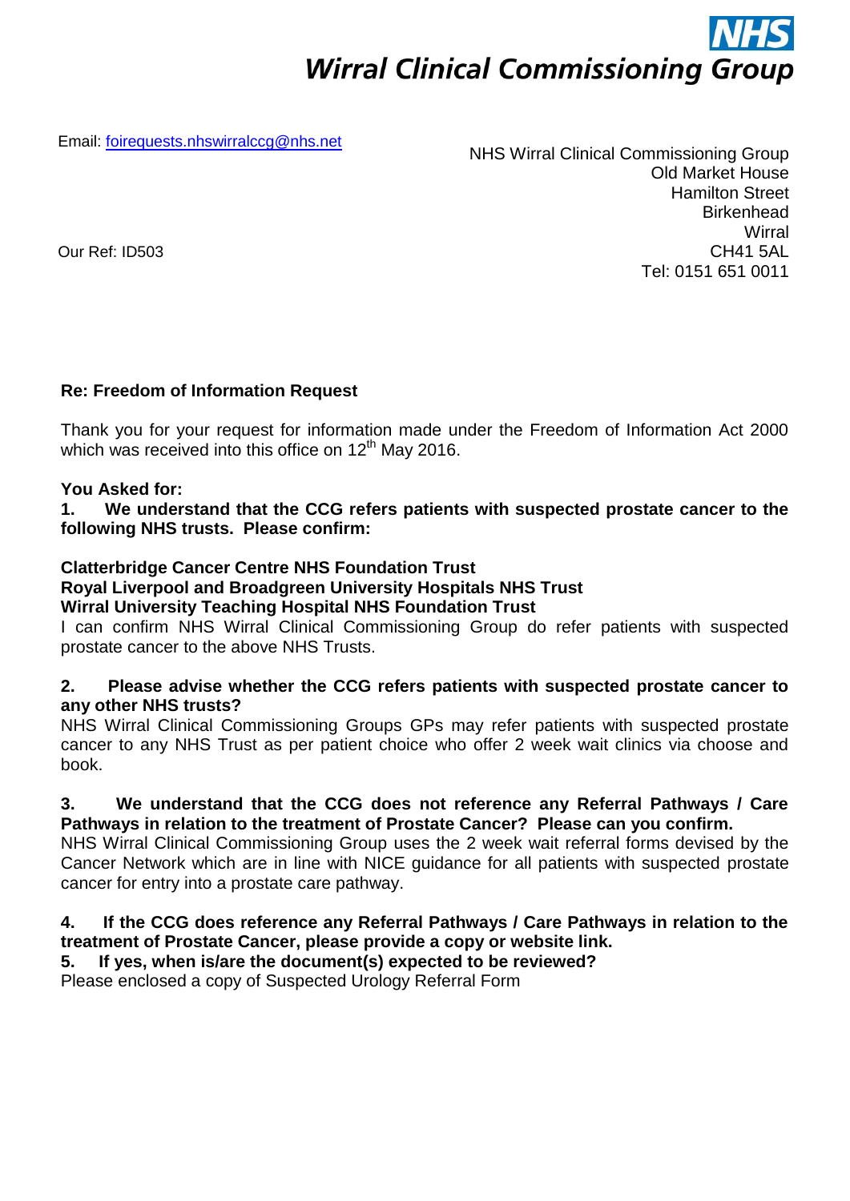**NHS**
**Wirral Clinical Commissioning Group**

Email: foirequests.nhswirralccg@nhs.net

NHS Wirral Clinical Commissioning Group
Old Market House
Hamilton Street
Birkenhead
Wirral
CH41 5AL
Tel: 0151 651 0011

Our Ref: ID503

**Re: Freedom of Information Request**

Thank you for your request for information made under the Freedom of Information Act 2000 which was received into this office on 12th May 2016.

**You Asked for:**

**1. We understand that the CCG refers patients with suspected prostate cancer to the following NHS trusts. Please confirm:**

**Clatterbridge Cancer Centre NHS Foundation Trust**
**Royal Liverpool and Broadgreen University Hospitals NHS Trust**
**Wirral University Teaching Hospital NHS Foundation Trust**

I can confirm NHS Wirral Clinical Commissioning Group do refer patients with suspected prostate cancer to the above NHS Trusts.

**2. Please advise whether the CCG refers patients with suspected prostate cancer to any other NHS trusts?**

NHS Wirral Clinical Commissioning Groups GPs may refer patients with suspected prostate cancer to any NHS Trust as per patient choice who offer 2 week wait clinics via choose and book.

**3. We understand that the CCG does not reference any Referral Pathways / Care Pathways in relation to the treatment of Prostate Cancer? Please can you confirm.**

NHS Wirral Clinical Commissioning Group uses the 2 week wait referral forms devised by the Cancer Network which are in line with NICE guidance for all patients with suspected prostate cancer for entry into a prostate care pathway.

**4. If the CCG does reference any Referral Pathways / Care Pathways in relation to the treatment of Prostate Cancer, please provide a copy or website link.**

**5. If yes, when is/are the document(s) expected to be reviewed?**

Please enclosed a copy of Suspected Urology Referral Form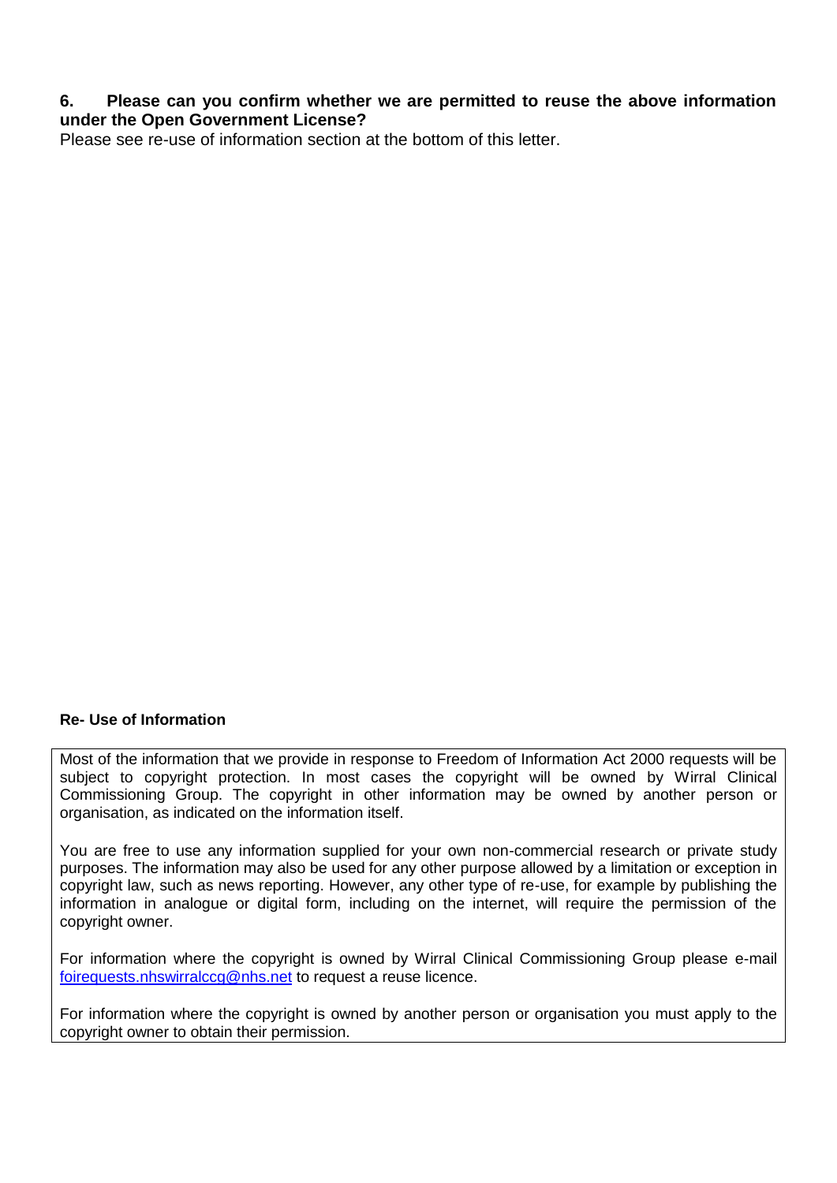**6. Please can you confirm whether we are permitted to reuse the above information under the Open Government License?**

Please see re-use of information section at the bottom of this letter.

**Re- Use of Information**

Most of the information that we provide in response to Freedom of Information Act 2000 requests will be subject to copyright protection. In most cases the copyright will be owned by Wirral Clinical Commissioning Group. The copyright in other information may be owned by another person or organisation, as indicated on the information itself.

You are free to use any information supplied for your own non-commercial research or private study purposes. The information may also be used for any other purpose allowed by a limitation or exception in copyright law, such as news reporting. However, any other type of re-use, for example by publishing the information in analogue or digital form, including on the internet, will require the permission of the copyright owner.

For information where the copyright is owned by Wirral Clinical Commissioning Group please e-mail foirequests.nhswirralccg@nhs.net to request a reuse licence.

For information where the copyright is owned by another person or organisation you must apply to the copyright owner to obtain their permission.